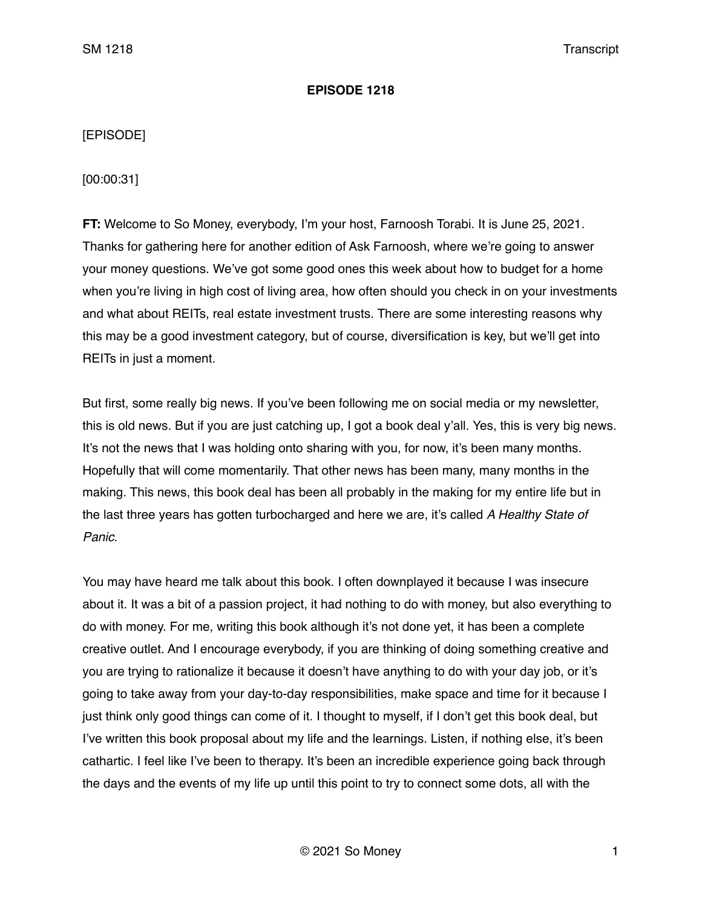**EPISODE 1218**

[EPISODE]

[00:00:31]

**FT:** Welcome to So Money, everybody, I'm your host, Farnoosh Torabi. It is June 25, 2021. Thanks for gathering here for another edition of Ask Farnoosh, where we're going to answer your money questions. We've got some good ones this week about how to budget for a home when you're living in high cost of living area, how often should you check in on your investments and what about REITs, real estate investment trusts. There are some interesting reasons why this may be a good investment category, but of course, diversification is key, but we'll get into REITs in just a moment.

But first, some really big news. If you've been following me on social media or my newsletter, this is old news. But if you are just catching up, I got a book deal y'all. Yes, this is very big news. It's not the news that I was holding onto sharing with you, for now, it's been many months. Hopefully that will come momentarily. That other news has been many, many months in the making. This news, this book deal has been all probably in the making for my entire life but in the last three years has gotten turbocharged and here we are, it's called *A Healthy State of Panic.*

You may have heard me talk about this book. I often downplayed it because I was insecure about it. It was a bit of a passion project, it had nothing to do with money, but also everything to do with money. For me, writing this book although it's not done yet, it has been a complete creative outlet. And I encourage everybody, if you are thinking of doing something creative and you are trying to rationalize it because it doesn't have anything to do with your day job, or it's going to take away from your day-to-day responsibilities, make space and time for it because I just think only good things can come of it. I thought to myself, if I don't get this book deal, but I've written this book proposal about my life and the learnings. Listen, if nothing else, it's been cathartic. I feel like I've been to therapy. It's been an incredible experience going back through the days and the events of my life up until this point to try to connect some dots, all with the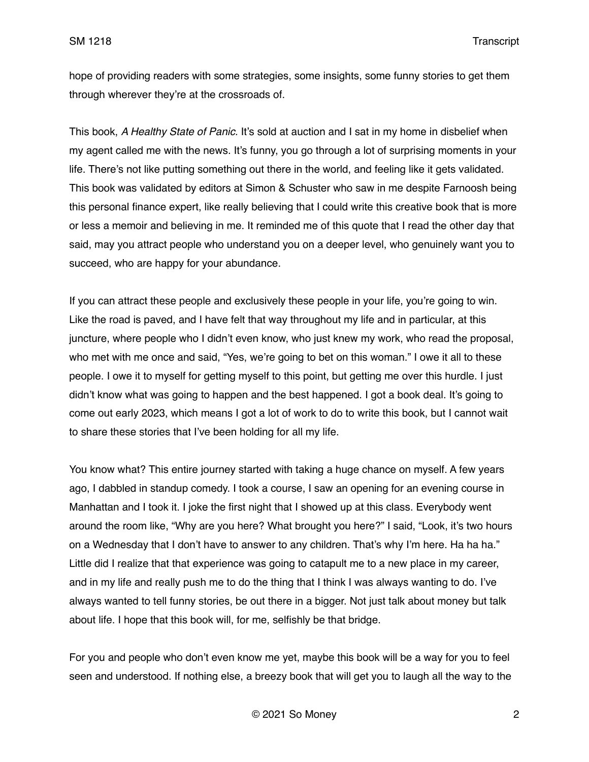hope of providing readers with some strategies, some insights, some funny stories to get them through wherever they're at the crossroads of.

This book, *A Healthy State of Panic.* It's sold at auction and I sat in my home in disbelief when my agent called me with the news. It's funny, you go through a lot of surprising moments in your life. There's not like putting something out there in the world, and feeling like it gets validated. This book was validated by editors at Simon & Schuster who saw in me despite Farnoosh being this personal finance expert, like really believing that I could write this creative book that is more or less a memoir and believing in me. It reminded me of this quote that I read the other day that said, may you attract people who understand you on a deeper level, who genuinely want you to succeed, who are happy for your abundance.

If you can attract these people and exclusively these people in your life, you're going to win. Like the road is paved, and I have felt that way throughout my life and in particular, at this juncture, where people who I didn't even know, who just knew my work, who read the proposal, who met with me once and said, "Yes, we're going to bet on this woman." I owe it all to these people. I owe it to myself for getting myself to this point, but getting me over this hurdle. I just didn't know what was going to happen and the best happened. I got a book deal. It's going to come out early 2023, which means I got a lot of work to do to write this book, but I cannot wait to share these stories that I've been holding for all my life.

You know what? This entire journey started with taking a huge chance on myself. A few years ago, I dabbled in standup comedy. I took a course, I saw an opening for an evening course in Manhattan and I took it. I joke the first night that I showed up at this class. Everybody went around the room like, "Why are you here? What brought you here?" I said, "Look, it's two hours on a Wednesday that I don't have to answer to any children. That's why I'm here. Ha ha ha." Little did I realize that that experience was going to catapult me to a new place in my career, and in my life and really push me to do the thing that I think I was always wanting to do. I've always wanted to tell funny stories, be out there in a bigger. Not just talk about money but talk about life. I hope that this book will, for me, selfishly be that bridge.

For you and people who don't even know me yet, maybe this book will be a way for you to feel seen and understood. If nothing else, a breezy book that will get you to laugh all the way to the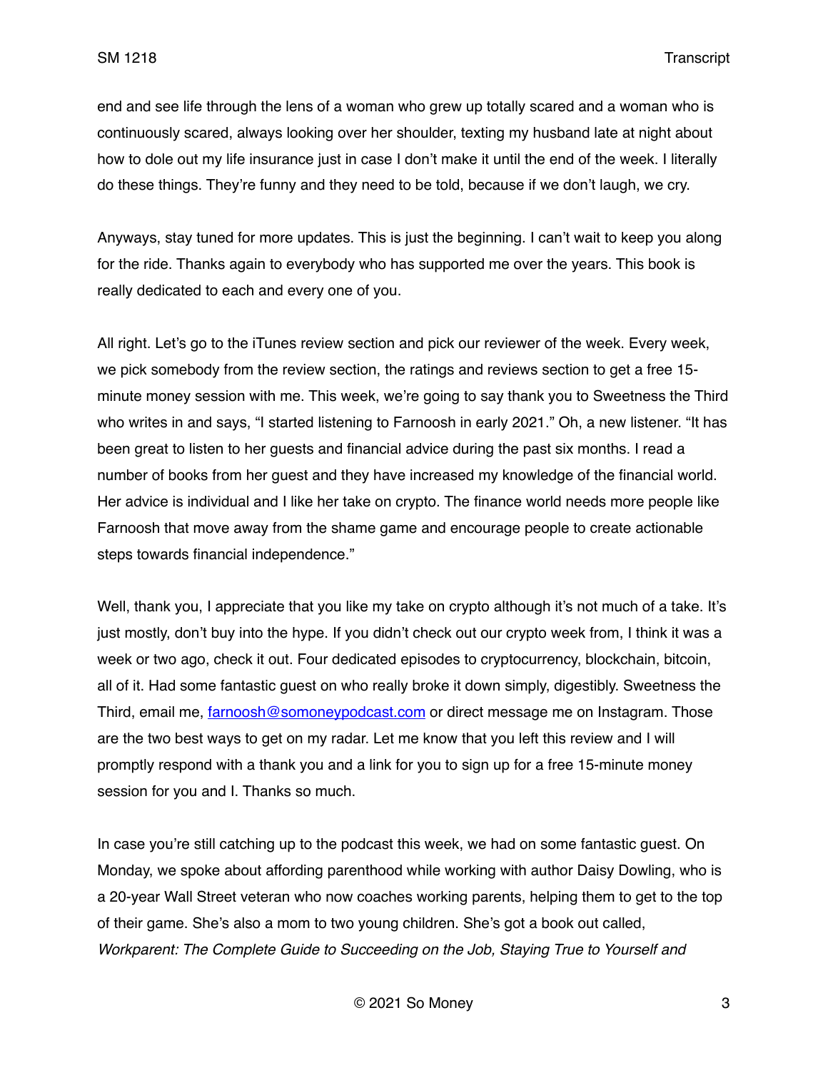end and see life through the lens of a woman who grew up totally scared and a woman who is continuously scared, always looking over her shoulder, texting my husband late at night about how to dole out my life insurance just in case I don't make it until the end of the week. I literally do these things. They're funny and they need to be told, because if we don't laugh, we cry.

Anyways, stay tuned for more updates. This is just the beginning. I can't wait to keep you along for the ride. Thanks again to everybody who has supported me over the years. This book is really dedicated to each and every one of you.

All right. Let's go to the iTunes review section and pick our reviewer of the week. Every week, we pick somebody from the review section, the ratings and reviews section to get a free 15-minute money session with me. This week, we're going to say thank you to Sweetness the Third who writes in and says, "I started listening to Farnoosh in early 2021." Oh, a new listener. "It has been great to listen to her guests and financial advice during the past six months. I read a number of books from her guest and they have increased my knowledge of the financial world. Her advice is individual and I like her take on crypto. The finance world needs more people like Farnoosh that move away from the shame game and encourage people to create actionable steps towards financial independence."

Well, thank you, I appreciate that you like my take on crypto although it's not much of a take. It's just mostly, don't buy into the hype. If you didn't check out our crypto week from, I think it was a week or two ago, check it out. Four dedicated episodes to cryptocurrency, blockchain, bitcoin, all of it. Had some fantastic guest on who really broke it down simply, digestibly. Sweetness the Third, email me, [farnoosh@somoneypodcast.com](mailto:farnoosh@somoneypodcast.com) or direct message me on Instagram. Those are the two best ways to get on my radar. Let me know that you left this review and I will promptly respond with a thank you and a link for you to sign up for a free 15-minute money session for you and I. Thanks so much.

In case you're still catching up to the podcast this week, we had on some fantastic guest. On Monday, we spoke about affording parenthood while working with author Daisy Dowling, who is a 20-year Wall Street veteran who now coaches working parents, helping them to get to the top of their game. She's also a mom to two young children. She's got a book out called, *Workparent: The Complete Guide to Succeeding on the Job, Staying True to Yourself and*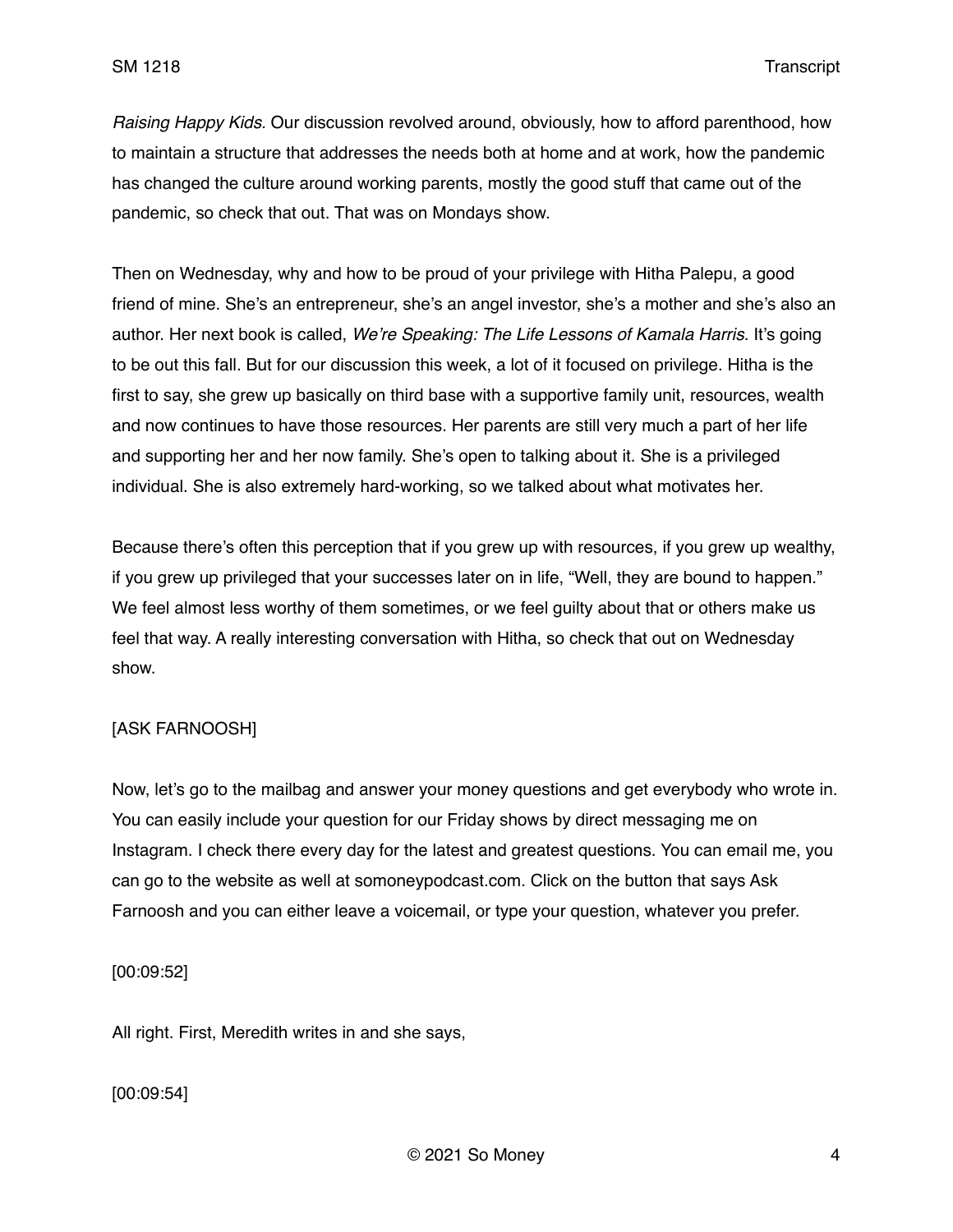*Raising Happy Kids.* Our discussion revolved around, obviously, how to afford parenthood, how to maintain a structure that addresses the needs both at home and at work, how the pandemic has changed the culture around working parents, mostly the good stuff that came out of the pandemic, so check that out. That was on Mondays show.

Then on Wednesday, why and how to be proud of your privilege with Hitha Palepu, a good friend of mine. She's an entrepreneur, she's an angel investor, she's a mother and she's also an author. Her next book is called, *We're Speaking: The Life Lessons of Kamala Harris.* It's going to be out this fall. But for our discussion this week, a lot of it focused on privilege. Hitha is the first to say, she grew up basically on third base with a supportive family unit, resources, wealth and now continues to have those resources. Her parents are still very much a part of her life and supporting her and her now family. She's open to talking about it. She is a privileged individual. She is also extremely hard-working, so we talked about what motivates her.

Because there's often this perception that if you grew up with resources, if you grew up wealthy, if you grew up privileged that your successes later on in life, "Well, they are bound to happen." We feel almost less worthy of them sometimes, or we feel guilty about that or others make us feel that way. A really interesting conversation with Hitha, so check that out on Wednesday show.

[ASK FARNOOSH]

Now, let's go to the mailbag and answer your money questions and get everybody who wrote in. You can easily include your question for our Friday shows by direct messaging me on Instagram. I check there every day for the latest and greatest questions. You can email me, you can go to the website as well at somoneypodcast.com. Click on the button that says Ask Farnoosh and you can either leave a voicemail, or type your question, whatever you prefer.

[00:09:52]

All right. First, Meredith writes in and she says,

[00:09:54]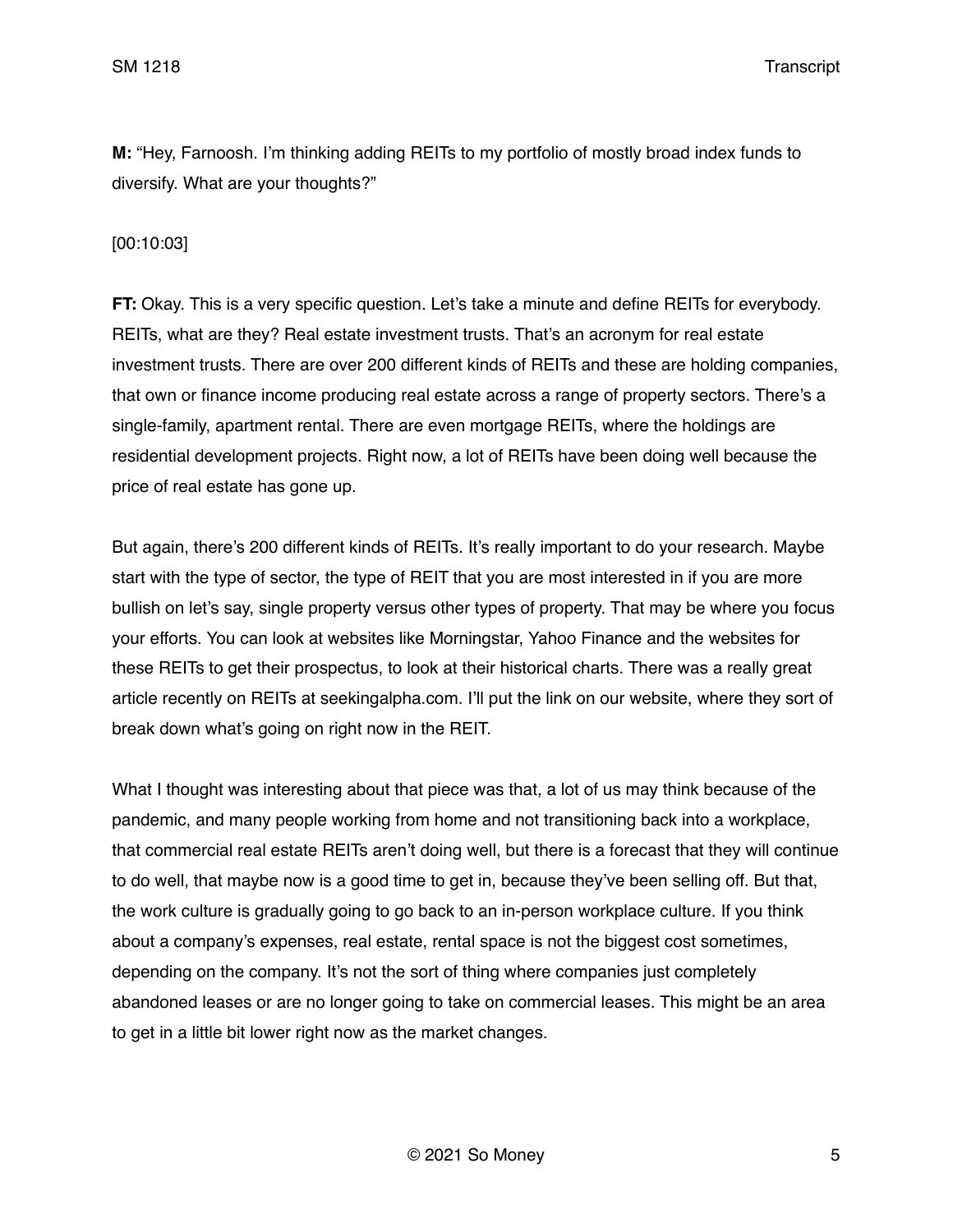**M:** "Hey, Farnoosh. I'm thinking adding REITs to my portfolio of mostly broad index funds to diversify. What are your thoughts?"

[00:10:03]

**FT:** Okay. This is a very specific question. Let's take a minute and define REITs for everybody. REITs, what are they? Real estate investment trusts. That's an acronym for real estate investment trusts. There are over 200 different kinds of REITs and these are holding companies, that own or finance income producing real estate across a range of property sectors. There's a single-family, apartment rental. There are even mortgage REITs, where the holdings are residential development projects. Right now, a lot of REITs have been doing well because the price of real estate has gone up.

But again, there's 200 different kinds of REITs. It's really important to do your research. Maybe start with the type of sector, the type of REIT that you are most interested in if you are more bullish on let's say, single property versus other types of property. That may be where you focus your efforts. You can look at websites like Morningstar, Yahoo Finance and the websites for these REITs to get their prospectus, to look at their historical charts. There was a really great article recently on REITs at seekingalpha.com. I'll put the link on our website, where they sort of break down what's going on right now in the REIT.

What I thought was interesting about that piece was that, a lot of us may think because of the pandemic, and many people working from home and not transitioning back into a workplace, that commercial real estate REITs aren't doing well, but there is a forecast that they will continue to do well, that maybe now is a good time to get in, because they've been selling off. But that, the work culture is gradually going to go back to an in-person workplace culture. If you think about a company's expenses, real estate, rental space is not the biggest cost sometimes, depending on the company. It's not the sort of thing where companies just completely abandoned leases or are no longer going to take on commercial leases. This might be an area to get in a little bit lower right now as the market changes.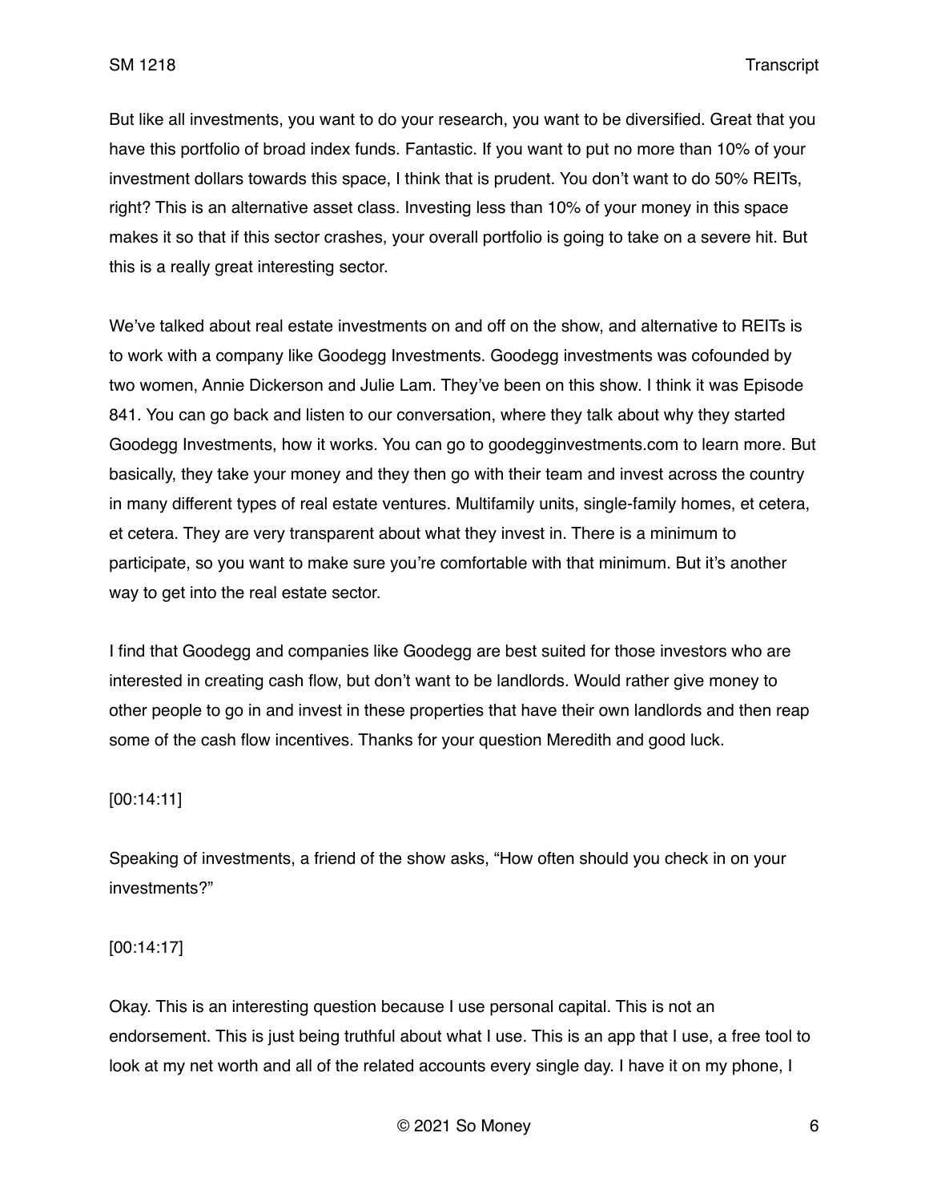But like all investments, you want to do your research, you want to be diversified. Great that you have this portfolio of broad index funds. Fantastic. If you want to put no more than 10% of your investment dollars towards this space, I think that is prudent. You don't want to do 50% REITs, right? This is an alternative asset class. Investing less than 10% of your money in this space makes it so that if this sector crashes, your overall portfolio is going to take on a severe hit. But this is a really great interesting sector.

We've talked about real estate investments on and off on the show, and alternative to REITs is to work with a company like Goodegg Investments. Goodegg investments was cofounded by two women, Annie Dickerson and Julie Lam. They've been on this show. I think it was Episode 841. You can go back and listen to our conversation, where they talk about why they started Goodegg Investments, how it works. You can go to goodegginvestments.com to learn more. But basically, they take your money and they then go with their team and invest across the country in many different types of real estate ventures. Multifamily units, single-family homes, et cetera, et cetera. They are very transparent about what they invest in. There is a minimum to participate, so you want to make sure you're comfortable with that minimum. But it's another way to get into the real estate sector.

I find that Goodegg and companies like Goodegg are best suited for those investors who are interested in creating cash flow, but don't want to be landlords. Would rather give money to other people to go in and invest in these properties that have their own landlords and then reap some of the cash flow incentives. Thanks for your question Meredith and good luck.

[00:14:11]

Speaking of investments, a friend of the show asks, "How often should you check in on your investments?"

[00:14:17]

Okay. This is an interesting question because I use personal capital. This is not an endorsement. This is just being truthful about what I use. This is an app that I use, a free tool to look at my net worth and all of the related accounts every single day. I have it on my phone, I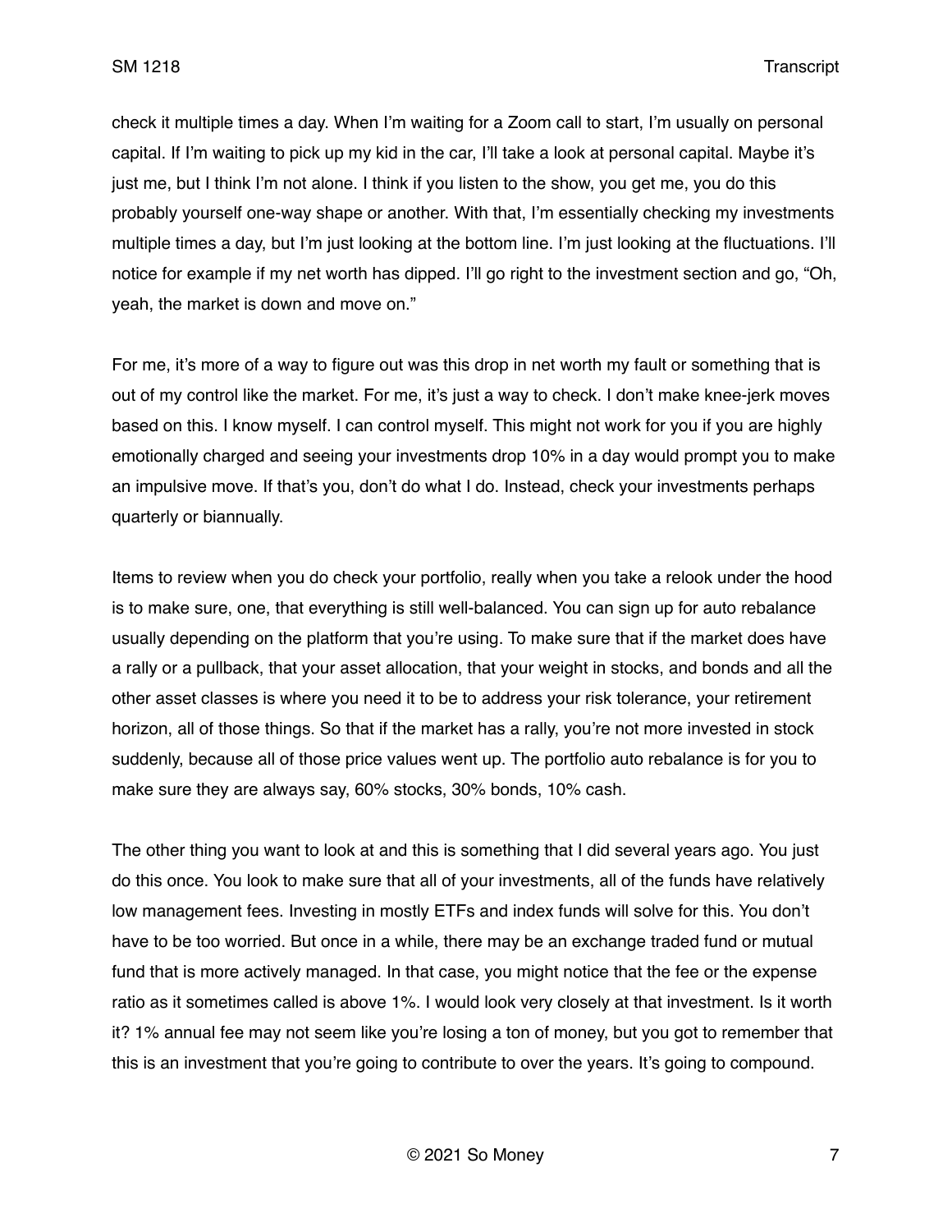check it multiple times a day. When I'm waiting for a Zoom call to start, I'm usually on personal capital. If I'm waiting to pick up my kid in the car, I'll take a look at personal capital. Maybe it's just me, but I think I'm not alone. I think if you listen to the show, you get me, you do this probably yourself one-way shape or another. With that, I'm essentially checking my investments multiple times a day, but I'm just looking at the bottom line. I'm just looking at the fluctuations. I'll notice for example if my net worth has dipped. I'll go right to the investment section and go, "Oh, yeah, the market is down and move on."

For me, it's more of a way to figure out was this drop in net worth my fault or something that is out of my control like the market. For me, it's just a way to check. I don't make knee-jerk moves based on this. I know myself. I can control myself. This might not work for you if you are highly emotionally charged and seeing your investments drop 10% in a day would prompt you to make an impulsive move. If that's you, don't do what I do. Instead, check your investments perhaps quarterly or biannually.

Items to review when you do check your portfolio, really when you take a relook under the hood is to make sure, one, that everything is still well-balanced. You can sign up for auto rebalance usually depending on the platform that you're using. To make sure that if the market does have a rally or a pullback, that your asset allocation, that your weight in stocks, and bonds and all the other asset classes is where you need it to be to address your risk tolerance, your retirement horizon, all of those things. So that if the market has a rally, you're not more invested in stock suddenly, because all of those price values went up. The portfolio auto rebalance is for you to make sure they are always say, 60% stocks, 30% bonds, 10% cash.

The other thing you want to look at and this is something that I did several years ago. You just do this once. You look to make sure that all of your investments, all of the funds have relatively low management fees. Investing in mostly ETFs and index funds will solve for this. You don't have to be too worried. But once in a while, there may be an exchange traded fund or mutual fund that is more actively managed. In that case, you might notice that the fee or the expense ratio as it sometimes called is above 1%. I would look very closely at that investment. Is it worth it? 1% annual fee may not seem like you're losing a ton of money, but you got to remember that this is an investment that you're going to contribute to over the years. It's going to compound.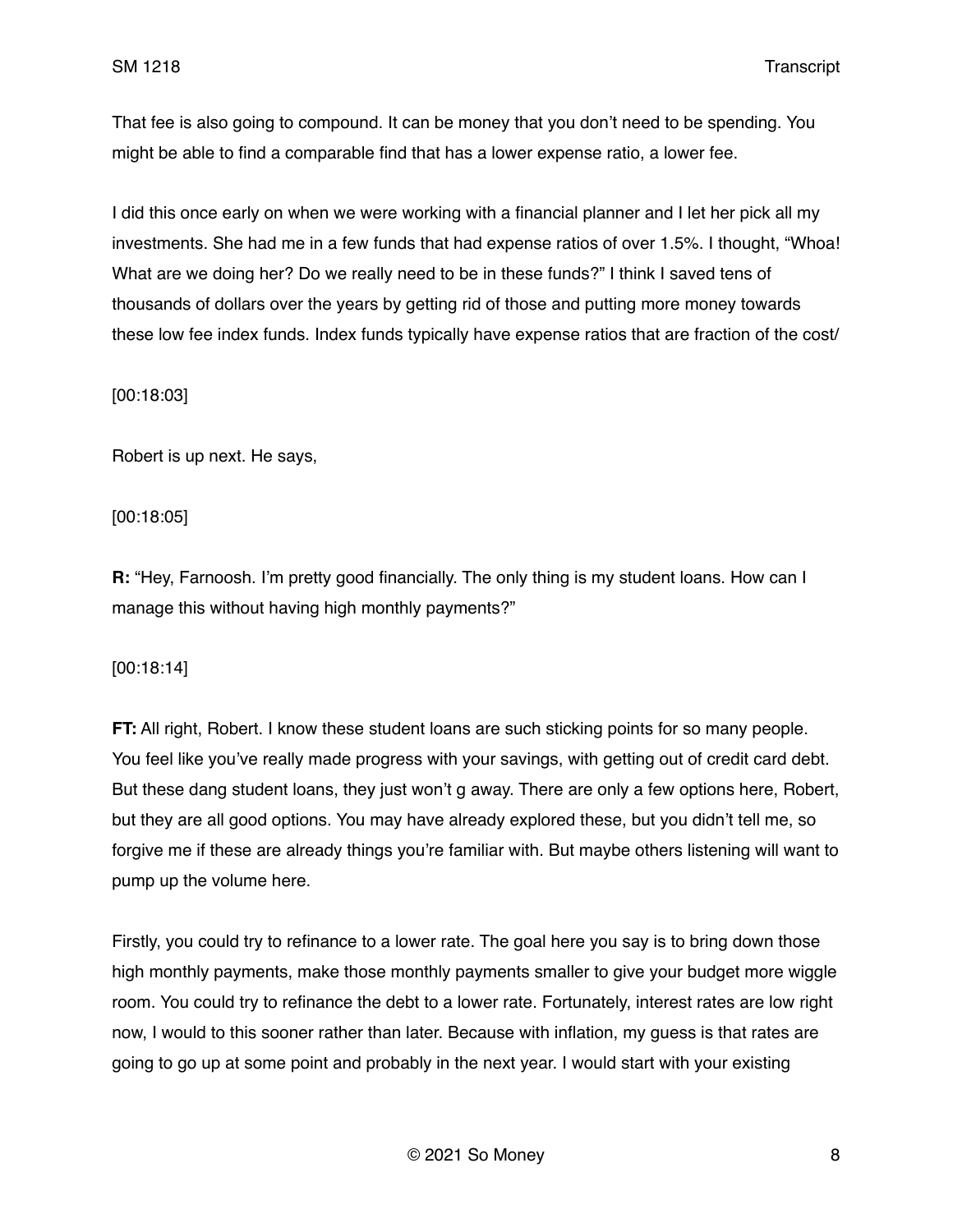That fee is also going to compound. It can be money that you don't need to be spending. You might be able to find a comparable find that has a lower expense ratio, a lower fee.

I did this once early on when we were working with a financial planner and I let her pick all my investments. She had me in a few funds that had expense ratios of over 1.5%. I thought, "Whoa! What are we doing her? Do we really need to be in these funds?" I think I saved tens of thousands of dollars over the years by getting rid of those and putting more money towards these low fee index funds. Index funds typically have expense ratios that are fraction of the cost/

[00:18:03]

Robert is up next. He says,

[00:18:05]

**R:** "Hey, Farnoosh. I'm pretty good financially. The only thing is my student loans. How can I manage this without having high monthly payments?"

[00:18:14]

**FT:** All right, Robert. I know these student loans are such sticking points for so many people. You feel like you've really made progress with your savings, with getting out of credit card debt. But these dang student loans, they just won't g away. There are only a few options here, Robert, but they are all good options. You may have already explored these, but you didn't tell me, so forgive me if these are already things you're familiar with. But maybe others listening will want to pump up the volume here.

Firstly, you could try to refinance to a lower rate. The goal here you say is to bring down those high monthly payments, make those monthly payments smaller to give your budget more wiggle room. You could try to refinance the debt to a lower rate. Fortunately, interest rates are low right now, I would to this sooner rather than later. Because with inflation, my guess is that rates are going to go up at some point and probably in the next year. I would start with your existing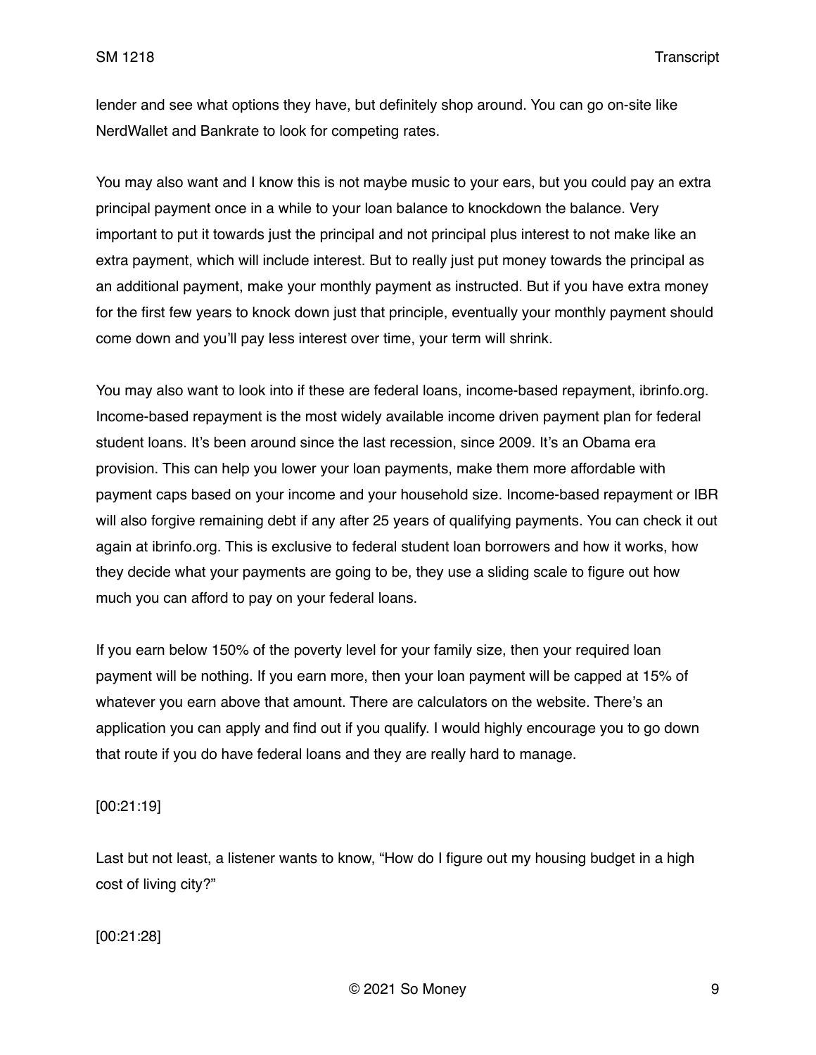lender and see what options they have, but definitely shop around. You can go on-site like NerdWallet and Bankrate to look for competing rates.

You may also want and I know this is not maybe music to your ears, but you could pay an extra principal payment once in a while to your loan balance to knockdown the balance. Very important to put it towards just the principal and not principal plus interest to not make like an extra payment, which will include interest. But to really just put money towards the principal as an additional payment, make your monthly payment as instructed. But if you have extra money for the first few years to knock down just that principle, eventually your monthly payment should come down and you'll pay less interest over time, your term will shrink.

You may also want to look into if these are federal loans, income-based repayment, ibrinfo.org. Income-based repayment is the most widely available income driven payment plan for federal student loans. It's been around since the last recession, since 2009. It's an Obama era provision. This can help you lower your loan payments, make them more affordable with payment caps based on your income and your household size. Income-based repayment or IBR will also forgive remaining debt if any after 25 years of qualifying payments. You can check it out again at ibrinfo.org. This is exclusive to federal student loan borrowers and how it works, how they decide what your payments are going to be, they use a sliding scale to figure out how much you can afford to pay on your federal loans.

If you earn below 150% of the poverty level for your family size, then your required loan payment will be nothing. If you earn more, then your loan payment will be capped at 15% of whatever you earn above that amount. There are calculators on the website. There's an application you can apply and find out if you qualify. I would highly encourage you to go down that route if you do have federal loans and they are really hard to manage.

[00:21:19]

Last but not least, a listener wants to know, "How do I figure out my housing budget in a high cost of living city?"

[00:21:28]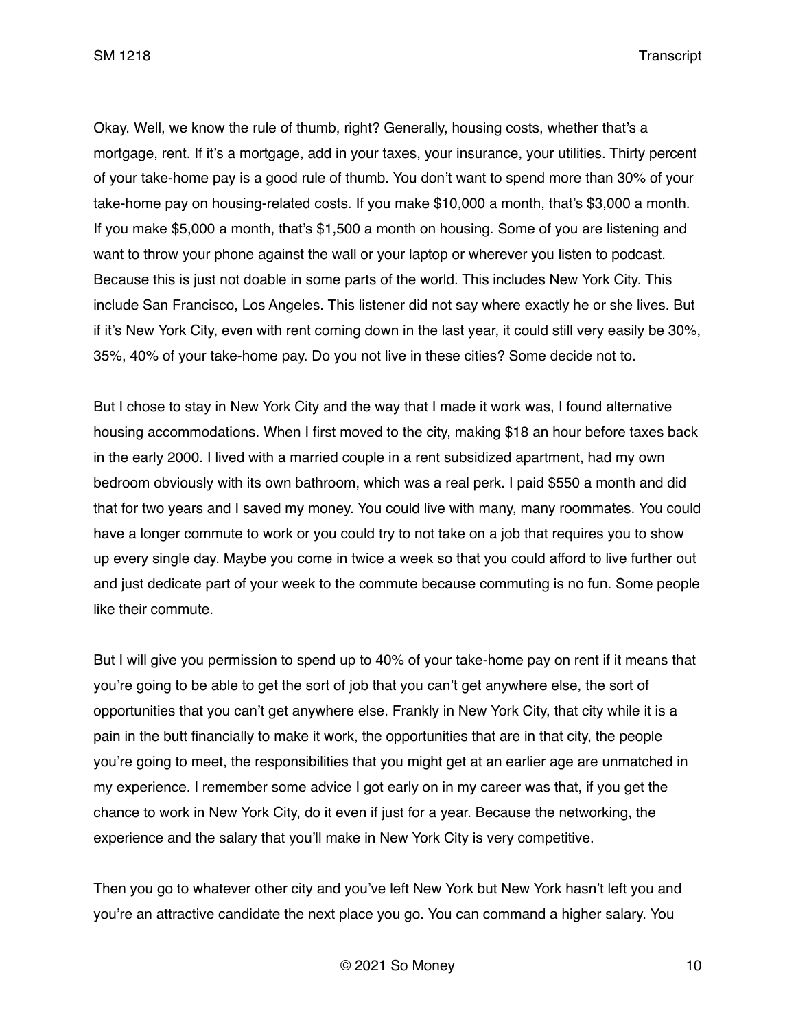Okay. Well, we know the rule of thumb, right? Generally, housing costs, whether that's a mortgage, rent. If it's a mortgage, add in your taxes, your insurance, your utilities. Thirty percent of your take-home pay is a good rule of thumb. You don't want to spend more than 30% of your take-home pay on housing-related costs. If you make $10,000 a month, that's $3,000 a month. If you make $5,000 a month, that's $1,500 a month on housing. Some of you are listening and want to throw your phone against the wall or your laptop or wherever you listen to podcast. Because this is just not doable in some parts of the world. This includes New York City. This include San Francisco, Los Angeles. This listener did not say where exactly he or she lives. But if it's New York City, even with rent coming down in the last year, it could still very easily be 30%, 35%, 40% of your take-home pay. Do you not live in these cities? Some decide not to.

But I chose to stay in New York City and the way that I made it work was, I found alternative housing accommodations. When I first moved to the city, making $18 an hour before taxes back in the early 2000. I lived with a married couple in a rent subsidized apartment, had my own bedroom obviously with its own bathroom, which was a real perk. I paid $550 a month and did that for two years and I saved my money. You could live with many, many roommates. You could have a longer commute to work or you could try to not take on a job that requires you to show up every single day. Maybe you come in twice a week so that you could afford to live further out and just dedicate part of your week to the commute because commuting is no fun. Some people like their commute.

But I will give you permission to spend up to 40% of your take-home pay on rent if it means that you're going to be able to get the sort of job that you can't get anywhere else, the sort of opportunities that you can't get anywhere else. Frankly in New York City, that city while it is a pain in the butt financially to make it work, the opportunities that are in that city, the people you're going to meet, the responsibilities that you might get at an earlier age are unmatched in my experience. I remember some advice I got early on in my career was that, if you get the chance to work in New York City, do it even if just for a year. Because the networking, the experience and the salary that you'll make in New York City is very competitive.

Then you go to whatever other city and you've left New York but New York hasn't left you and you're an attractive candidate the next place you go. You can command a higher salary. You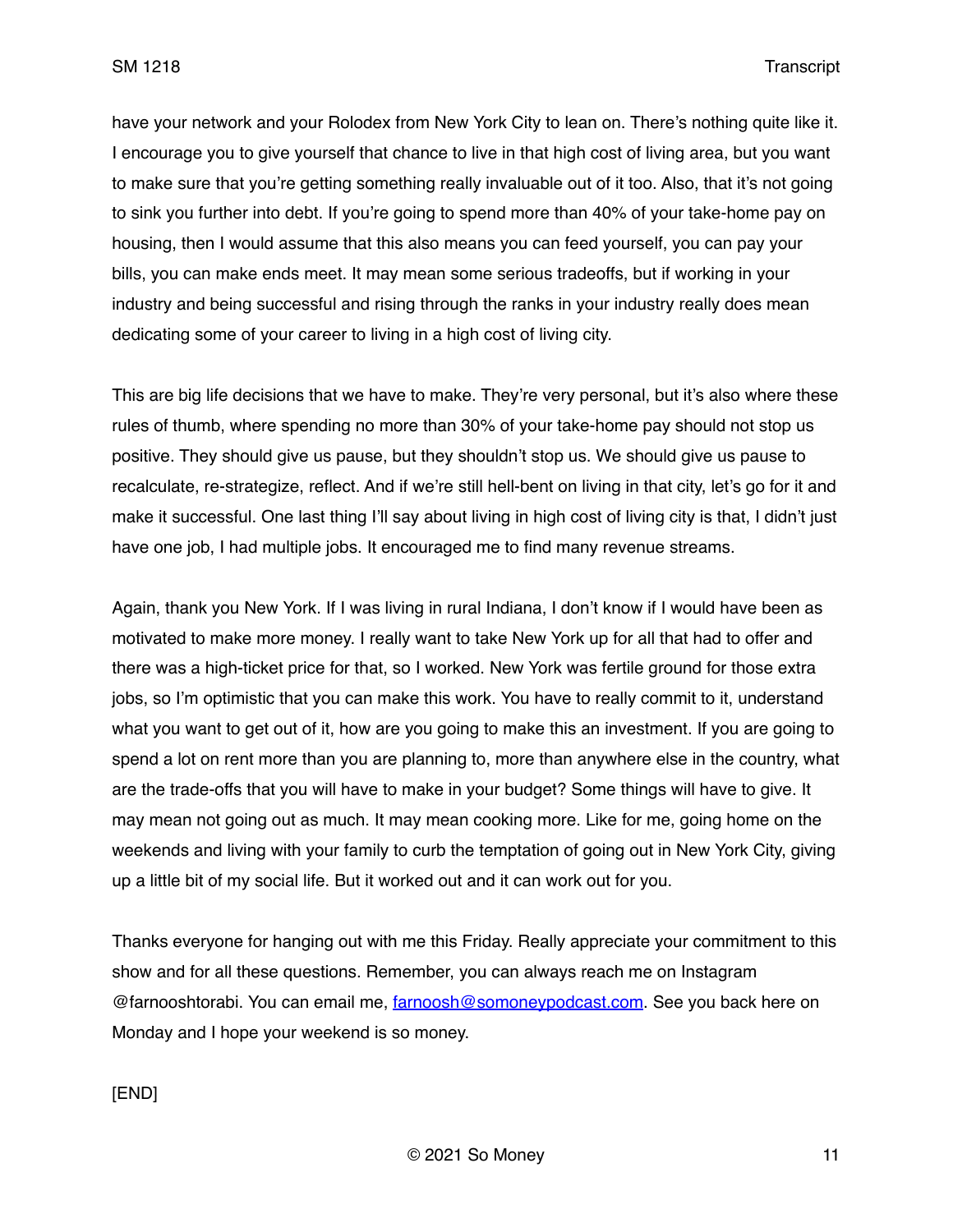have your network and your Rolodex from New York City to lean on. There's nothing quite like it. I encourage you to give yourself that chance to live in that high cost of living area, but you want to make sure that you're getting something really invaluable out of it too. Also, that it's not going to sink you further into debt. If you're going to spend more than 40% of your take-home pay on housing, then I would assume that this also means you can feed yourself, you can pay your bills, you can make ends meet. It may mean some serious tradeoffs, but if working in your industry and being successful and rising through the ranks in your industry really does mean dedicating some of your career to living in a high cost of living city.

This are big life decisions that we have to make. They're very personal, but it's also where these rules of thumb, where spending no more than 30% of your take-home pay should not stop us positive. They should give us pause, but they shouldn't stop us. We should give us pause to recalculate, re-strategize, reflect. And if we're still hell-bent on living in that city, let's go for it and make it successful. One last thing I'll say about living in high cost of living city is that, I didn't just have one job, I had multiple jobs. It encouraged me to find many revenue streams.

Again, thank you New York. If I was living in rural Indiana, I don't know if I would have been as motivated to make more money. I really want to take New York up for all that had to offer and there was a high-ticket price for that, so I worked. New York was fertile ground for those extra jobs, so I'm optimistic that you can make this work. You have to really commit to it, understand what you want to get out of it, how are you going to make this an investment. If you are going to spend a lot on rent more than you are planning to, more than anywhere else in the country, what are the trade-offs that you will have to make in your budget? Some things will have to give. It may mean not going out as much. It may mean cooking more. Like for me, going home on the weekends and living with your family to curb the temptation of going out in New York City, giving up a little bit of my social life. But it worked out and it can work out for you.

Thanks everyone for hanging out with me this Friday. Really appreciate your commitment to this show and for all these questions. Remember, you can always reach me on Instagram @farnooshtorabi. You can email me, farnoosh@somoneypodcast.com. See you back here on Monday and I hope your weekend is so money.

[END]